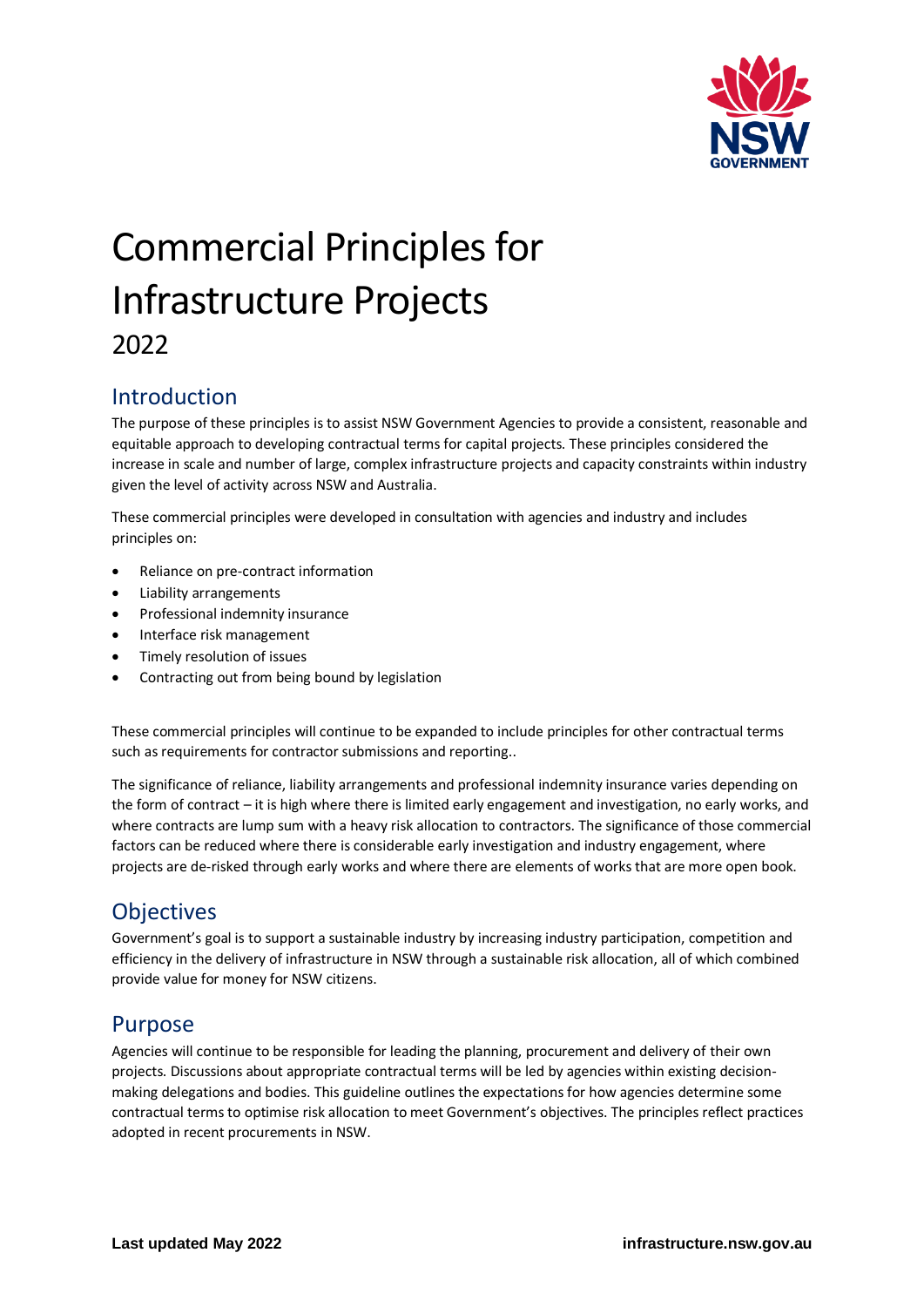# Commercial Principles for Infrastructure Projects

2022

## Introduction

The purpose of these principles is to assist NSW Government Agencies to provide a consistent, reasonable and equitable approach to developing contractual terms for capital projects. These principles considered the increase in scale and number of large, complex infrastructure projects and capacity constraints within industry given the level of activity across NSW and Australia.

These commercial principles were developed in consultation with agencies and industry and includes principles on:

- Reliance on pre-contract information
- Liability arrangements
- Professional indemnity insurance
- Interface risk management
- Timely resolution of issues
- Contracting out from being bound by legislation

These commercial principles will continue to be expanded to include principles for other contractual terms such as requirements for contractor submissions and reporting..

The significance of reliance, liability arrangements and professional indemnity insurance varies depending on the form of contract – it is high where there is limited early engagement and investigation, no early works, and where contracts are lump sum with a heavy risk allocation to contractors. The significance of those commercial factors can be reduced where there is considerable early investigation and industry engagement, where projects are de-risked through early works and where there are elements of works that are more open book.

## Objectives

Government's goal is to support a sustainable industry by increasing industry participation, competition and efficiency in the delivery of infrastructure in NSW through a sustainable risk allocation, all of which combined provide value for money for NSW citizens.

## Purpose

Agencies will continue to be responsible for leading the planning, procurement and delivery of their own projects. Discussions about appropriate contractual terms will be led by agencies within existing decision-making delegations and bodies. This guideline outlines the expectations for how agencies determine some contractual terms to optimise risk allocation to meet Government's objectives. The principles reflect practices adopted in recent procurements in NSW.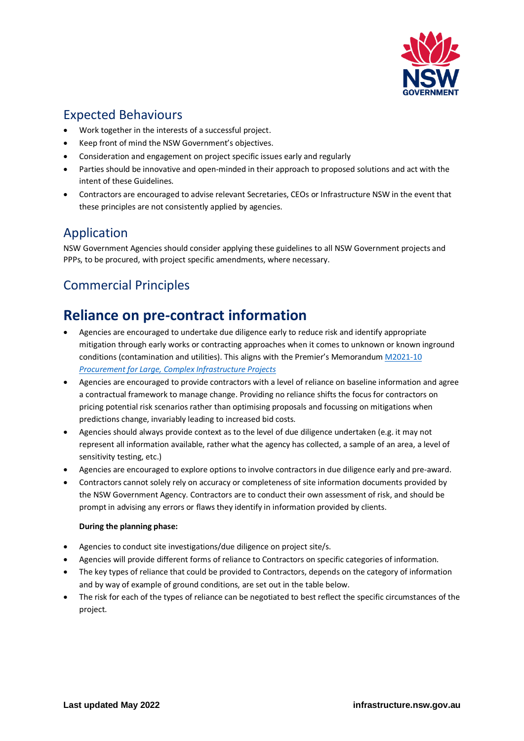## Expected Behaviours

- Work together in the interests of a successful project.
- Keep front of mind the NSW Government's objectives.
- Consideration and engagement on project specific issues early and regularly
- Parties should be innovative and open-minded in their approach to proposed solutions and act with the intent of these Guidelines.
- Contractors are encouraged to advise relevant Secretaries, CEOs or Infrastructure NSW in the event that these principles are not consistently applied by agencies.

## Application

NSW Government Agencies should consider applying these guidelines to all NSW Government projects and PPPs, to be procured, with project specific amendments, where necessary.

## Commercial Principles

# Reliance on pre-contract information

- Agencies are encouraged to undertake due diligence early to reduce risk and identify appropriate mitigation through early works or contracting approaches when it comes to unknown or known inground conditions (contamination and utilities). This aligns with the Premier's Memorandum M2021-10 *Procurement for Large, Complex Infrastructure Projects*
- Agencies are encouraged to provide contractors with a level of reliance on baseline information and agree a contractual framework to manage change. Providing no reliance shifts the focus for contractors on pricing potential risk scenarios rather than optimising proposals and focussing on mitigations when predictions change, invariably leading to increased bid costs.
- Agencies should always provide context as to the level of due diligence undertaken (e.g. it may not represent all information available, rather what the agency has collected, a sample of an area, a level of sensitivity testing, etc.)
- Agencies are encouraged to explore options to involve contractors in due diligence early and pre-award.
- Contractors cannot solely rely on accuracy or completeness of site information documents provided by the NSW Government Agency. Contractors are to conduct their own assessment of risk, and should be prompt in advising any errors or flaws they identify in information provided by clients.

**During the planning phase:**

- Agencies to conduct site investigations/due diligence on project site/s.
- Agencies will provide different forms of reliance to Contractors on specific categories of information.
- The key types of reliance that could be provided to Contractors, depends on the category of information and by way of example of ground conditions, are set out in the table below.
- The risk for each of the types of reliance can be negotiated to best reflect the specific circumstances of the project.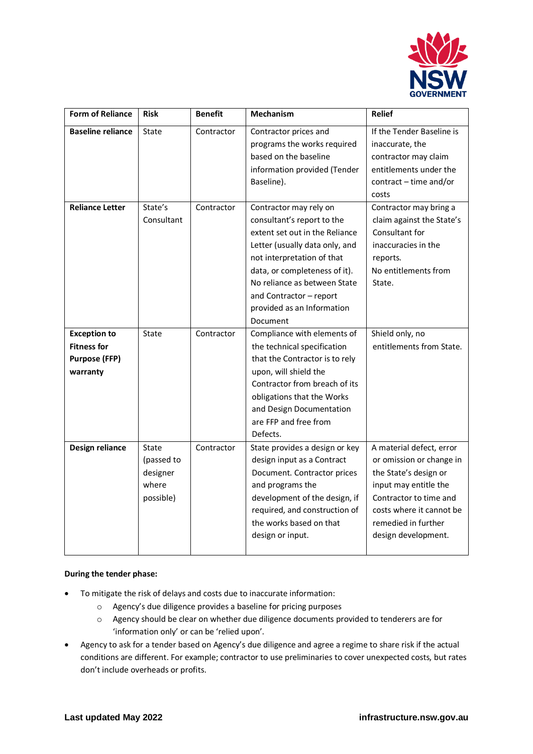| Form of Reliance | Risk | Benefit | Mechanism | Relief |
|---|---|---|---|---|
| **Baseline reliance** | State | Contractor | Contractor prices and programs the works required based on the baseline information provided (Tender Baseline). | If the Tender Baseline is inaccurate, the contractor may claim entitlements under the contract – time and/or costs |
| **Reliance Letter** | State's Consultant | Contractor | Contractor may rely on consultant's report to the extent set out in the Reliance Letter (usually data only, and not interpretation of that data, or completeness of it). No reliance as between State and Contractor – report provided as an Information Document | Contractor may bring a claim against the State's Consultant for inaccuracies in the reports. No entitlements from State. |
| **Exception to Fitness for Purpose (FFP) warranty** | State | Contractor | Compliance with elements of the technical specification that the Contractor is to rely upon, will shield the Contractor from breach of its obligations that the Works and Design Documentation are FFP and free from Defects. | Shield only, no entitlements from State. |
| **Design reliance** | State (passed to designer where possible) | Contractor | State provides a design or key design input as a Contract Document. Contractor prices and programs the development of the design, if required, and construction of the works based on that design or input. | A material defect, error or omission or change in the State's design or input may entitle the Contractor to time and costs where it cannot be remedied in further design development. |

**During the tender phase:**

- To mitigate the risk of delays and costs due to inaccurate information:
  - Agency's due diligence provides a baseline for pricing purposes
  - Agency should be clear on whether due diligence documents provided to tenderers are for 'information only' or can be 'relied upon'.
- Agency to ask for a tender based on Agency's due diligence and agree a regime to share risk if the actual conditions are different. For example; contractor to use preliminaries to cover unexpected costs, but rates don't include overheads or profits.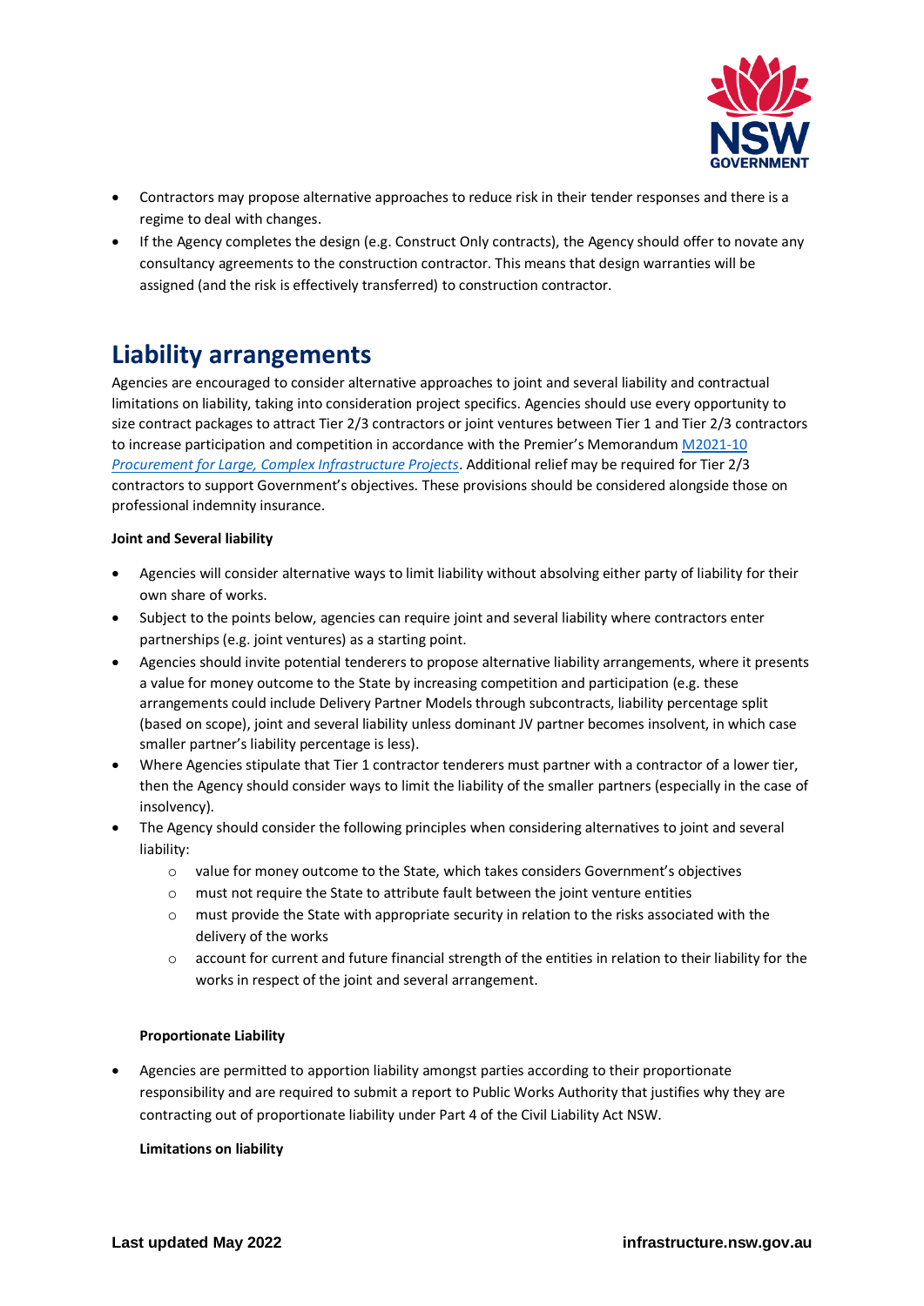- Contractors may propose alternative approaches to reduce risk in their tender responses and there is a regime to deal with changes.
- If the Agency completes the design (e.g. Construct Only contracts), the Agency should offer to novate any consultancy agreements to the construction contractor. This means that design warranties will be assigned (and the risk is effectively transferred) to construction contractor.

## Liability arrangements

Agencies are encouraged to consider alternative approaches to joint and several liability and contractual limitations on liability, taking into consideration project specifics. Agencies should use every opportunity to size contract packages to attract Tier 2/3 contractors or joint ventures between Tier 1 and Tier 2/3 contractors to increase participation and competition in accordance with the Premier's Memorandum [M2021-10 *Procurement for Large, Complex Infrastructure Projects*](). Additional relief may be required for Tier 2/3 contractors to support Government's objectives. These provisions should be considered alongside those on professional indemnity insurance.

**Joint and Several liability**

- Agencies will consider alternative ways to limit liability without absolving either party of liability for their own share of works.
- Subject to the points below, agencies can require joint and several liability where contractors enter partnerships (e.g. joint ventures) as a starting point.
- Agencies should invite potential tenderers to propose alternative liability arrangements, where it presents a value for money outcome to the State by increasing competition and participation (e.g. these arrangements could include Delivery Partner Models through subcontracts, liability percentage split (based on scope), joint and several liability unless dominant JV partner becomes insolvent, in which case smaller partner's liability percentage is less).
- Where Agencies stipulate that Tier 1 contractor tenderers must partner with a contractor of a lower tier, then the Agency should consider ways to limit the liability of the smaller partners (especially in the case of insolvency).
- The Agency should consider the following principles when considering alternatives to joint and several liability:
  - value for money outcome to the State, which takes considers Government's objectives
  - must not require the State to attribute fault between the joint venture entities
  - must provide the State with appropriate security in relation to the risks associated with the delivery of the works
  - account for current and future financial strength of the entities in relation to their liability for the works in respect of the joint and several arrangement.

**Proportionate Liability**

- Agencies are permitted to apportion liability amongst parties according to their proportionate responsibility and are required to submit a report to Public Works Authority that justifies why they are contracting out of proportionate liability under Part 4 of the Civil Liability Act NSW.

**Limitations on liability**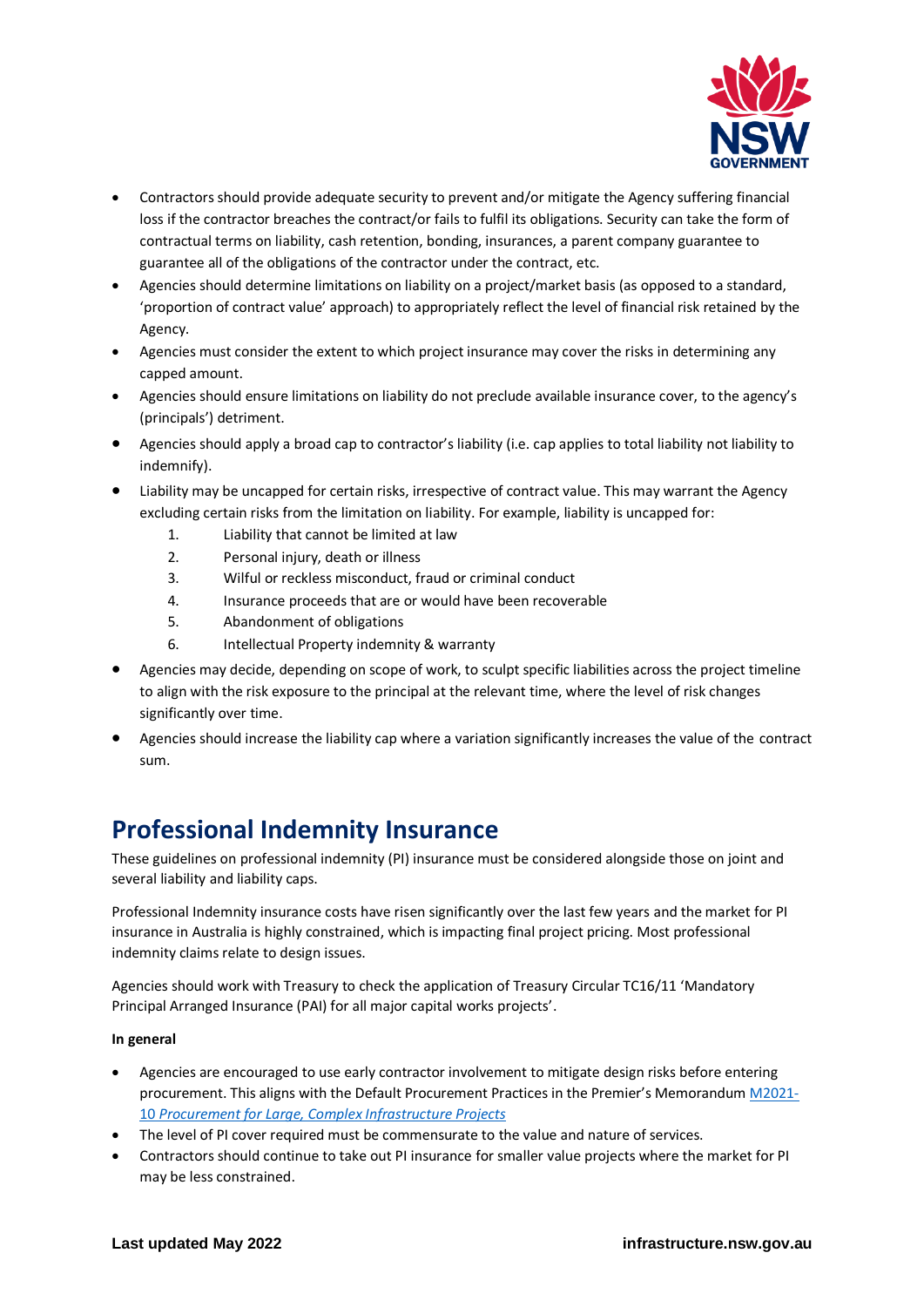- Contractors should provide adequate security to prevent and/or mitigate the Agency suffering financial loss if the contractor breaches the contract/or fails to fulfil its obligations. Security can take the form of contractual terms on liability, cash retention, bonding, insurances, a parent company guarantee to guarantee all of the obligations of the contractor under the contract, etc.
- Agencies should determine limitations on liability on a project/market basis (as opposed to a standard, 'proportion of contract value' approach) to appropriately reflect the level of financial risk retained by the Agency.
- Agencies must consider the extent to which project insurance may cover the risks in determining any capped amount.
- Agencies should ensure limitations on liability do not preclude available insurance cover, to the agency's (principals') detriment.
- Agencies should apply a broad cap to contractor's liability (i.e. cap applies to total liability not liability to indemnify).
- Liability may be uncapped for certain risks, irrespective of contract value. This may warrant the Agency excluding certain risks from the limitation on liability. For example, liability is uncapped for:
    1. Liability that cannot be limited at law
    2. Personal injury, death or illness
    3. Wilful or reckless misconduct, fraud or criminal conduct
    4. Insurance proceeds that are or would have been recoverable
    5. Abandonment of obligations
    6. Intellectual Property indemnity & warranty
- Agencies may decide, depending on scope of work, to sculpt specific liabilities across the project timeline to align with the risk exposure to the principal at the relevant time, where the level of risk changes significantly over time.
- Agencies should increase the liability cap where a variation significantly increases the value of the contract sum.

## Professional Indemnity Insurance

These guidelines on professional indemnity (PI) insurance must be considered alongside those on joint and several liability and liability caps.

Professional Indemnity insurance costs have risen significantly over the last few years and the market for PI insurance in Australia is highly constrained, which is impacting final project pricing. Most professional indemnity claims relate to design issues.

Agencies should work with Treasury to check the application of Treasury Circular TC16/11 'Mandatory Principal Arranged Insurance (PAI) for all major capital works projects'.

**In general**

- Agencies are encouraged to use early contractor involvement to mitigate design risks before entering procurement. This aligns with the Default Procurement Practices in the Premier's Memorandum M2021-10 *Procurement for Large, Complex Infrastructure Projects*
- The level of PI cover required must be commensurate to the value and nature of services.
- Contractors should continue to take out PI insurance for smaller value projects where the market for PI may be less constrained.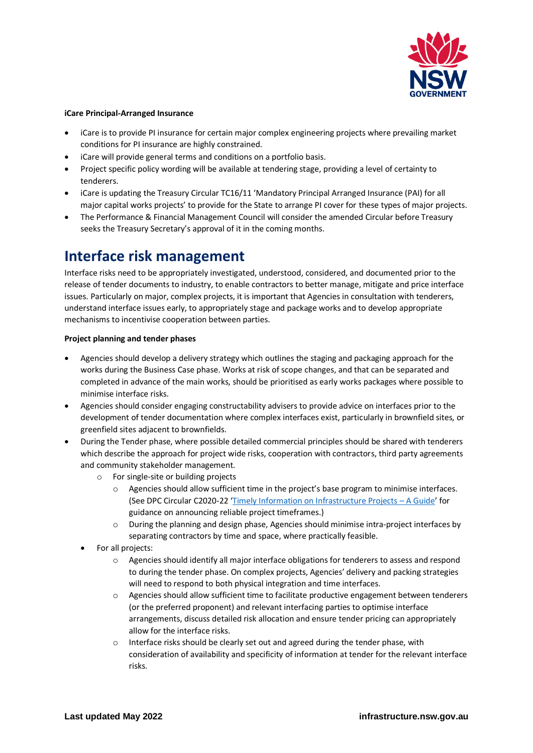**iCare Principal-Arranged Insurance**

- iCare is to provide PI insurance for certain major complex engineering projects where prevailing market conditions for PI insurance are highly constrained.
- iCare will provide general terms and conditions on a portfolio basis.
- Project specific policy wording will be available at tendering stage, providing a level of certainty to tenderers.
- iCare is updating the Treasury Circular TC16/11 'Mandatory Principal Arranged Insurance (PAI) for all major capital works projects' to provide for the State to arrange PI cover for these types of major projects.
- The Performance & Financial Management Council will consider the amended Circular before Treasury seeks the Treasury Secretary's approval of it in the coming months.

## Interface risk management

Interface risks need to be appropriately investigated, understood, considered, and documented prior to the release of tender documents to industry, to enable contractors to better manage, mitigate and price interface issues. Particularly on major, complex projects, it is important that Agencies in consultation with tenderers, understand interface issues early, to appropriately stage and package works and to develop appropriate mechanisms to incentivise cooperation between parties.

**Project planning and tender phases**

- Agencies should develop a delivery strategy which outlines the staging and packaging approach for the works during the Business Case phase. Works at risk of scope changes, and that can be separated and completed in advance of the main works, should be prioritised as early works packages where possible to minimise interface risks.
- Agencies should consider engaging constructability advisers to provide advice on interfaces prior to the development of tender documentation where complex interfaces exist, particularly in brownfield sites, or greenfield sites adjacent to brownfields.
- During the Tender phase, where possible detailed commercial principles should be shared with tenderers which describe the approach for project wide risks, cooperation with contractors, third party agreements and community stakeholder management.
    - For single-site or building projects
        - Agencies should allow sufficient time in the project's base program to minimise interfaces. (See DPC Circular C2020-22 'Timely Information on Infrastructure Projects – A Guide' for guidance on announcing reliable project timeframes.)
        - During the planning and design phase, Agencies should minimise intra-project interfaces by separating contractors by time and space, where practically feasible.
- For all projects:
    - Agencies should identify all major interface obligations for tenderers to assess and respond to during the tender phase. On complex projects, Agencies' delivery and packing strategies will need to respond to both physical integration and time interfaces.
    - Agencies should allow sufficient time to facilitate productive engagement between tenderers (or the preferred proponent) and relevant interfacing parties to optimise interface arrangements, discuss detailed risk allocation and ensure tender pricing can appropriately allow for the interface risks.
    - Interface risks should be clearly set out and agreed during the tender phase, with consideration of availability and specificity of information at tender for the relevant interface risks.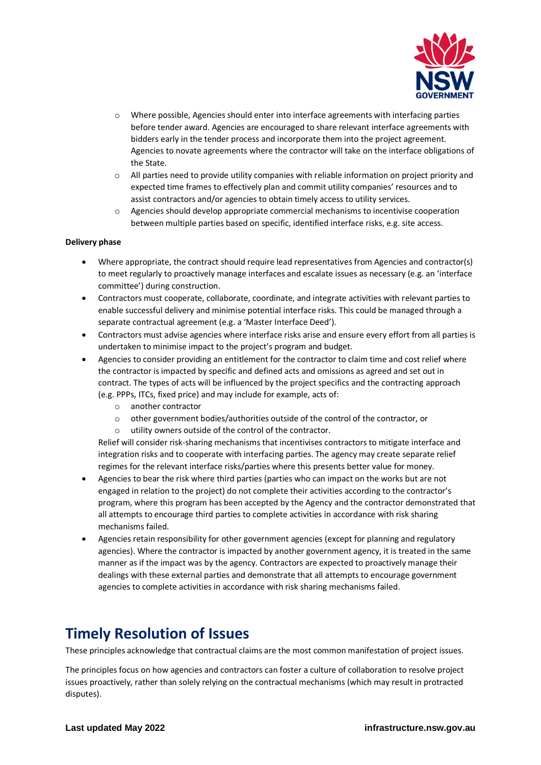- Where possible, Agencies should enter into interface agreements with interfacing parties before tender award. Agencies are encouraged to share relevant interface agreements with bidders early in the tender process and incorporate them into the project agreement. Agencies to novate agreements where the contractor will take on the interface obligations of the State.
  - All parties need to provide utility companies with reliable information on project priority and expected time frames to effectively plan and commit utility companies' resources and to assist contractors and/or agencies to obtain timely access to utility services.
  - Agencies should develop appropriate commercial mechanisms to incentivise cooperation between multiple parties based on specific, identified interface risks, e.g. site access.

**Delivery phase**

- Where appropriate, the contract should require lead representatives from Agencies and contractor(s) to meet regularly to proactively manage interfaces and escalate issues as necessary (e.g. an 'interface committee') during construction.
- Contractors must cooperate, collaborate, coordinate, and integrate activities with relevant parties to enable successful delivery and minimise potential interface risks. This could be managed through a separate contractual agreement (e.g. a 'Master Interface Deed').
- Contractors must advise agencies where interface risks arise and ensure every effort from all parties is undertaken to minimise impact to the project's program and budget.
- Agencies to consider providing an entitlement for the contractor to claim time and cost relief where the contractor is impacted by specific and defined acts and omissions as agreed and set out in contract. The types of acts will be influenced by the project specifics and the contracting approach (e.g. PPPs, ITCs, fixed price) and may include for example, acts of:
  - another contractor
  - other government bodies/authorities outside of the control of the contractor, or
  - utility owners outside of the control of the contractor.

  Relief will consider risk-sharing mechanisms that incentivises contractors to mitigate interface and integration risks and to cooperate with interfacing parties. The agency may create separate relief regimes for the relevant interface risks/parties where this presents better value for money.
- Agencies to bear the risk where third parties (parties who can impact on the works but are not engaged in relation to the project) do not complete their activities according to the contractor's program, where this program has been accepted by the Agency and the contractor demonstrated that all attempts to encourage third parties to complete activities in accordance with risk sharing mechanisms failed.
- Agencies retain responsibility for other government agencies (except for planning and regulatory agencies). Where the contractor is impacted by another government agency, it is treated in the same manner as if the impact was by the agency. Contractors are expected to proactively manage their dealings with these external parties and demonstrate that all attempts to encourage government agencies to complete activities in accordance with risk sharing mechanisms failed.

## Timely Resolution of Issues

These principles acknowledge that contractual claims are the most common manifestation of project issues.

The principles focus on how agencies and contractors can foster a culture of collaboration to resolve project issues proactively, rather than solely relying on the contractual mechanisms (which may result in protracted disputes).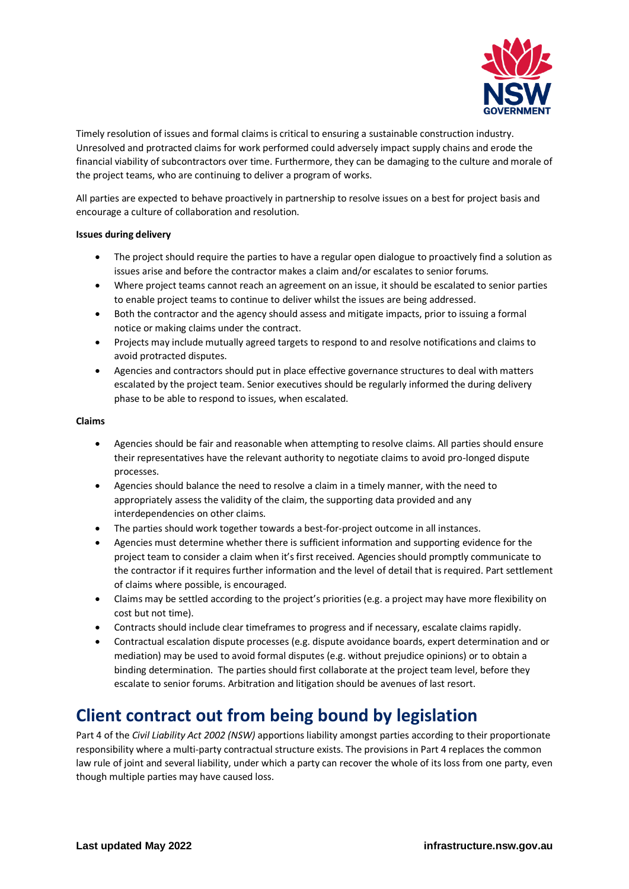Timely resolution of issues and formal claims is critical to ensuring a sustainable construction industry. Unresolved and protracted claims for work performed could adversely impact supply chains and erode the financial viability of subcontractors over time. Furthermore, they can be damaging to the culture and morale of the project teams, who are continuing to deliver a program of works.

All parties are expected to behave proactively in partnership to resolve issues on a best for project basis and encourage a culture of collaboration and resolution.

**Issues during delivery**

- The project should require the parties to have a regular open dialogue to proactively find a solution as issues arise and before the contractor makes a claim and/or escalates to senior forums.
- Where project teams cannot reach an agreement on an issue, it should be escalated to senior parties to enable project teams to continue to deliver whilst the issues are being addressed.
- Both the contractor and the agency should assess and mitigate impacts, prior to issuing a formal notice or making claims under the contract.
- Projects may include mutually agreed targets to respond to and resolve notifications and claims to avoid protracted disputes.
- Agencies and contractors should put in place effective governance structures to deal with matters escalated by the project team. Senior executives should be regularly informed the during delivery phase to be able to respond to issues, when escalated.

**Claims**

- Agencies should be fair and reasonable when attempting to resolve claims. All parties should ensure their representatives have the relevant authority to negotiate claims to avoid pro-longed dispute processes.
- Agencies should balance the need to resolve a claim in a timely manner, with the need to appropriately assess the validity of the claim, the supporting data provided and any interdependencies on other claims.
- The parties should work together towards a best-for-project outcome in all instances.
- Agencies must determine whether there is sufficient information and supporting evidence for the project team to consider a claim when it's first received. Agencies should promptly communicate to the contractor if it requires further information and the level of detail that is required. Part settlement of claims where possible, is encouraged.
- Claims may be settled according to the project's priorities (e.g. a project may have more flexibility on cost but not time).
- Contracts should include clear timeframes to progress and if necessary, escalate claims rapidly.
- Contractual escalation dispute processes (e.g. dispute avoidance boards, expert determination and or mediation) may be used to avoid formal disputes (e.g. without prejudice opinions) or to obtain a binding determination. The parties should first collaborate at the project team level, before they escalate to senior forums. Arbitration and litigation should be avenues of last resort.

## Client contract out from being bound by legislation

Part 4 of the *Civil Liability Act 2002 (NSW)* apportions liability amongst parties according to their proportionate responsibility where a multi-party contractual structure exists. The provisions in Part 4 replaces the common law rule of joint and several liability, under which a party can recover the whole of its loss from one party, even though multiple parties may have caused loss.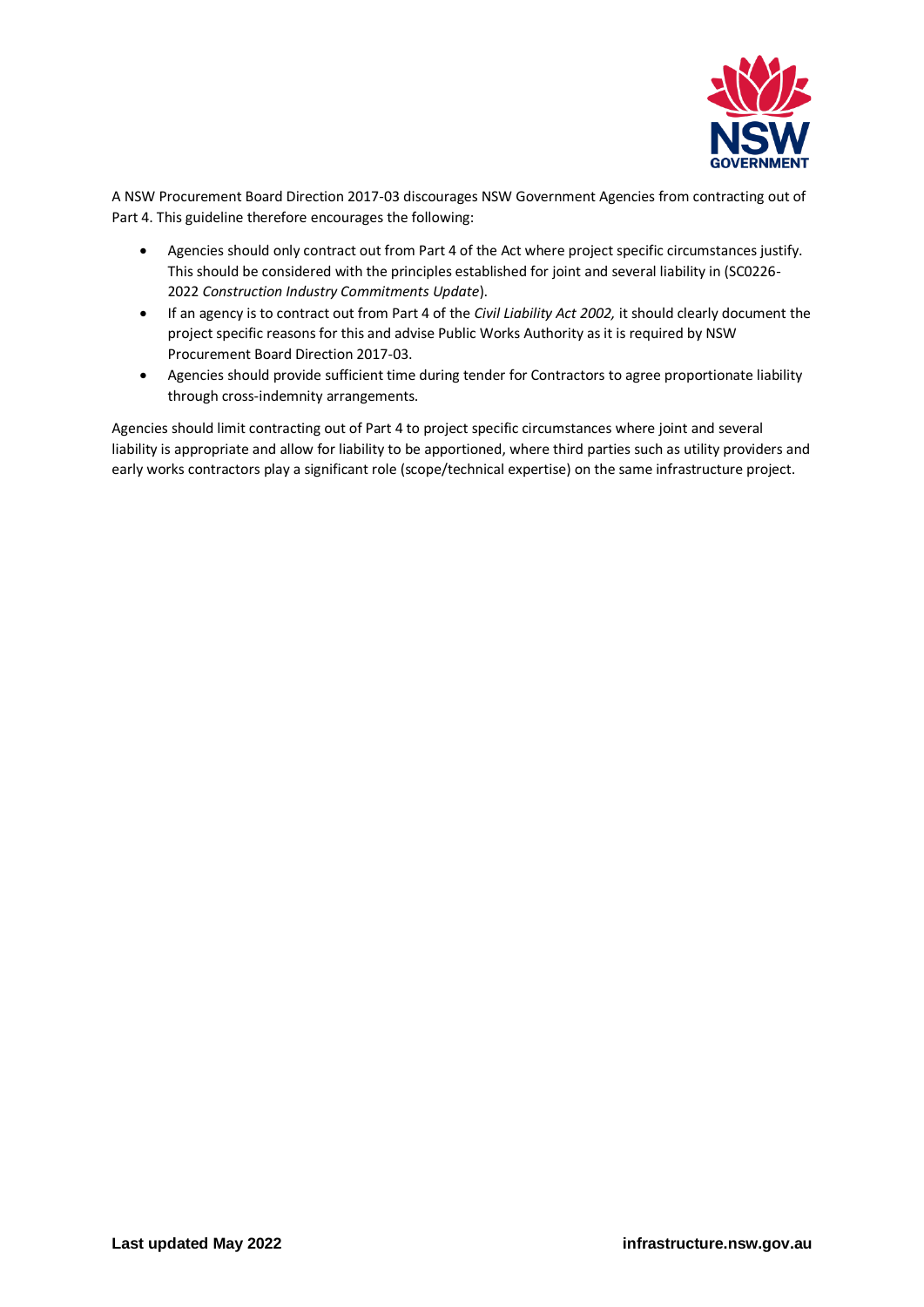A NSW Procurement Board Direction 2017-03 discourages NSW Government Agencies from contracting out of Part 4. This guideline therefore encourages the following:

- Agencies should only contract out from Part 4 of the Act where project specific circumstances justify. This should be considered with the principles established for joint and several liability in (SC0226-2022 *Construction Industry Commitments Update*).
- If an agency is to contract out from Part 4 of the *Civil Liability Act 2002,* it should clearly document the project specific reasons for this and advise Public Works Authority as it is required by NSW Procurement Board Direction 2017-03.
- Agencies should provide sufficient time during tender for Contractors to agree proportionate liability through cross-indemnity arrangements.

Agencies should limit contracting out of Part 4 to project specific circumstances where joint and several liability is appropriate and allow for liability to be apportioned, where third parties such as utility providers and early works contractors play a significant role (scope/technical expertise) on the same infrastructure project.